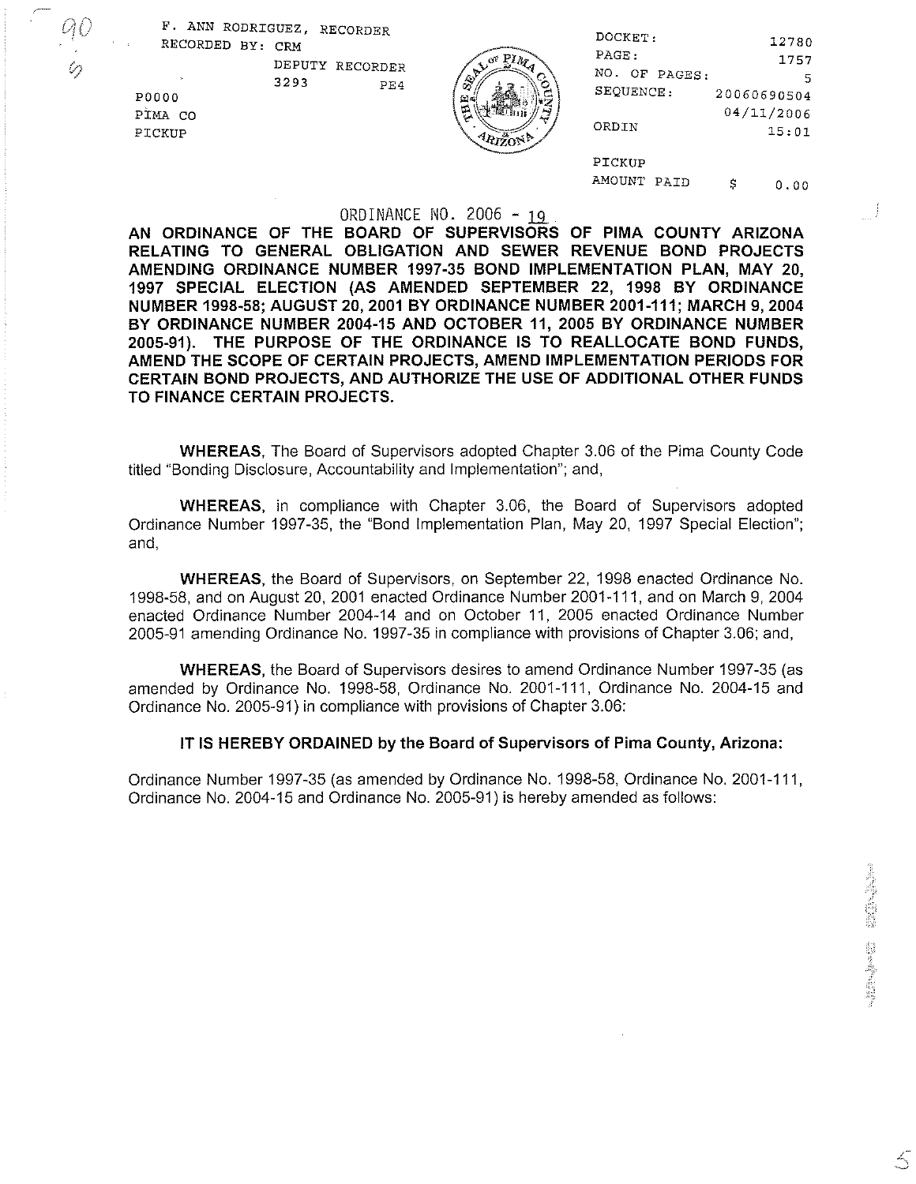F. ANN RODRIGUEZ, RECORDER
RECORDED BY: CRM
DEPUTY RECORDER
3293 PE4
P0000
PIMA CO
PICKUP

DOCKET: 12780
PAGE: 1757
NO. OF PAGES: 5
SEQUENCE: 20060690504
04/11/2006
ORDIN 15:01

PICKUP
AMOUNT PAID $ 0.00

ORDINANCE NO. 2006 - 19

**AN ORDINANCE OF THE BOARD OF SUPERVISORS OF PIMA COUNTY ARIZONA RELATING TO GENERAL OBLIGATION AND SEWER REVENUE BOND PROJECTS AMENDING ORDINANCE NUMBER 1997-35 BOND IMPLEMENTATION PLAN, MAY 20, 1997 SPECIAL ELECTION (AS AMENDED SEPTEMBER 22, 1998 BY ORDINANCE NUMBER 1998-58; AUGUST 20, 2001 BY ORDINANCE NUMBER 2001-111; MARCH 9, 2004 BY ORDINANCE NUMBER 2004-15 AND OCTOBER 11, 2005 BY ORDINANCE NUMBER 2005-91). THE PURPOSE OF THE ORDINANCE IS TO REALLOCATE BOND FUNDS, AMEND THE SCOPE OF CERTAIN PROJECTS, AMEND IMPLEMENTATION PERIODS FOR CERTAIN BOND PROJECTS, AND AUTHORIZE THE USE OF ADDITIONAL OTHER FUNDS TO FINANCE CERTAIN PROJECTS.**

**WHEREAS**, The Board of Supervisors adopted Chapter 3.06 of the Pima County Code titled "Bonding Disclosure, Accountability and Implementation"; and,

**WHEREAS**, in compliance with Chapter 3.06, the Board of Supervisors adopted Ordinance Number 1997-35, the "Bond Implementation Plan, May 20, 1997 Special Election"; and,

**WHEREAS**, the Board of Supervisors, on September 22, 1998 enacted Ordinance No. 1998-58, and on August 20, 2001 enacted Ordinance Number 2001-111, and on March 9, 2004 enacted Ordinance Number 2004-14 and on October 11, 2005 enacted Ordinance Number 2005-91 amending Ordinance No. 1997-35 in compliance with provisions of Chapter 3.06; and,

**WHEREAS**, the Board of Supervisors desires to amend Ordinance Number 1997-35 (as amended by Ordinance No. 1998-58, Ordinance No. 2001-111, Ordinance No. 2004-15 and Ordinance No. 2005-91) in compliance with provisions of Chapter 3.06:

**IT IS HEREBY ORDAINED by the Board of Supervisors of Pima County, Arizona:**

Ordinance Number 1997-35 (as amended by Ordinance No. 1998-58, Ordinance No. 2001-111, Ordinance No. 2004-15 and Ordinance No. 2005-91) is hereby amended as follows: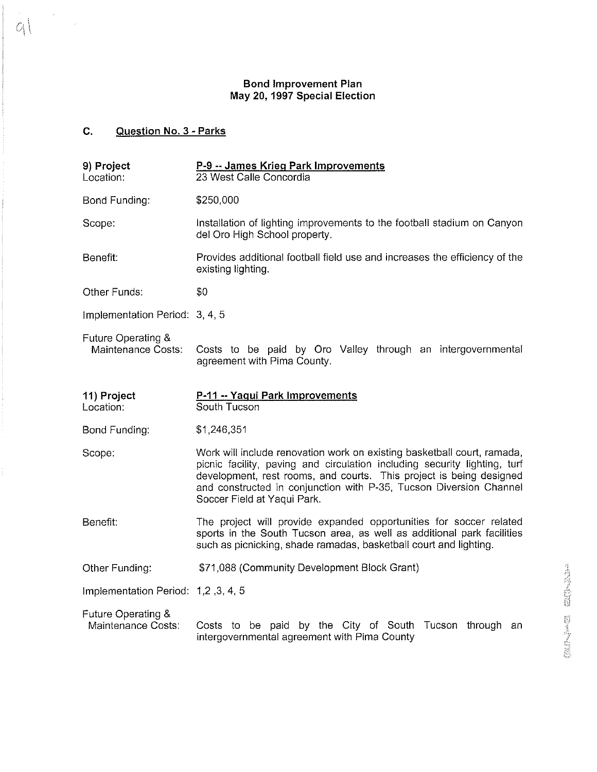## Bond Improvement Plan
## May 20, 1997 Special Election

### C. Question No. 3 - Parks

**9) Project** **P-9 -- James Krieg Park Improvements**
Location: 23 West Calle Concordia

Bond Funding: $250,000

Scope: Installation of lighting improvements to the football stadium on Canyon del Oro High School property.

Benefit: Provides additional football field use and increases the efficiency of the existing lighting.

Other Funds: $0

Implementation Period: 3, 4, 5

Future Operating & Maintenance Costs: Costs to be paid by Oro Valley through an intergovernmental agreement with Pima County.

**11) Project** **P-11 -- Yaqui Park Improvements**
Location: South Tucson

Bond Funding: $1,246,351

Scope: Work will include renovation work on existing basketball court, ramada, picnic facility, paving and circulation including security lighting, turf development, rest rooms, and courts. This project is being designed and constructed in conjunction with P-35, Tucson Diversion Channel Soccer Field at Yaqui Park.

Benefit: The project will provide expanded opportunities for soccer related sports in the South Tucson area, as well as additional park facilities such as picnicking, shade ramadas, basketball court and lighting.

Other Funding: $71,088 (Community Development Block Grant)

Implementation Period: 1,2 ,3, 4, 5

Future Operating & Maintenance Costs: Costs to be paid by the City of South Tucson through an intergovernmental agreement with Pima County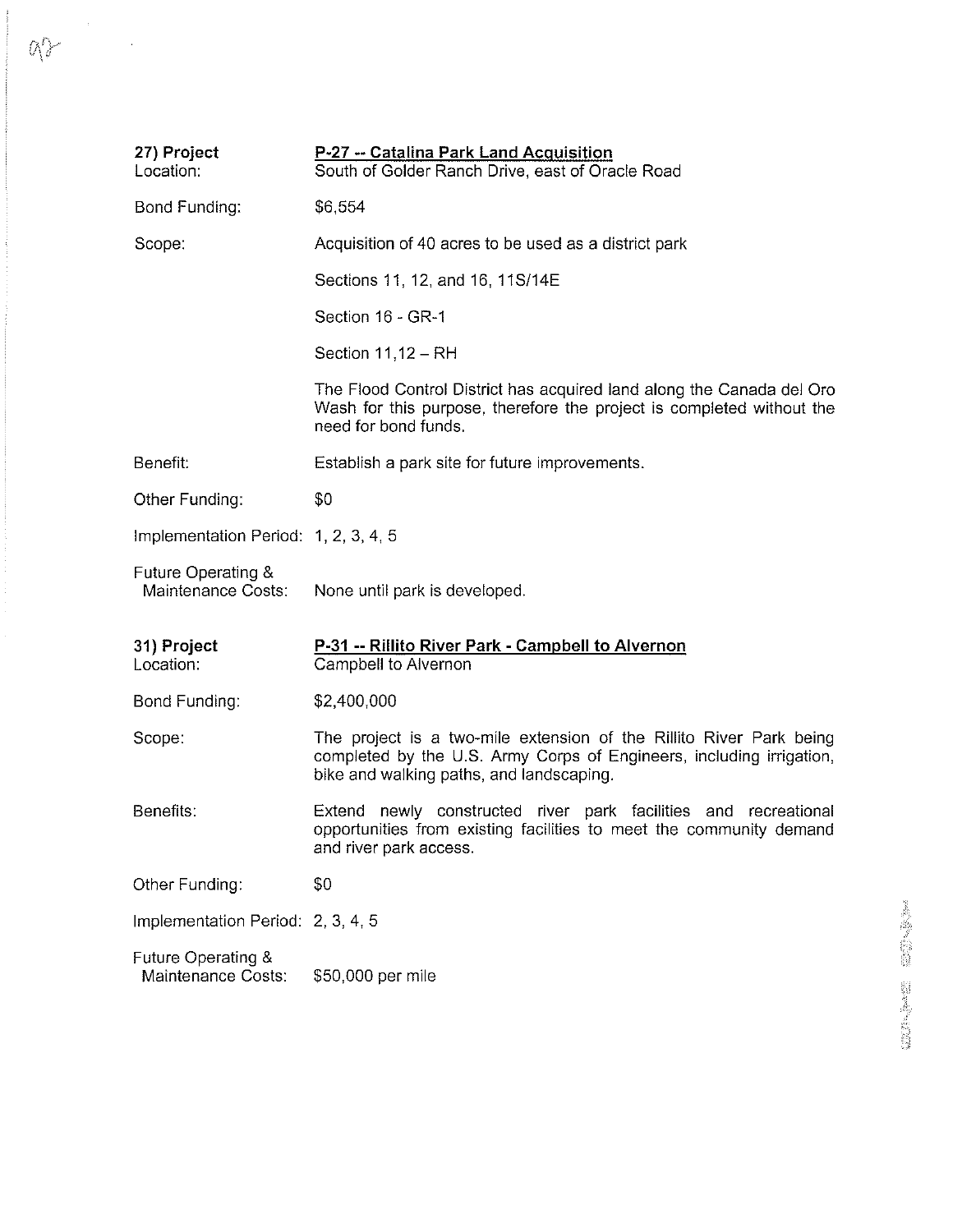**27) Project** — **P-27 -- Catalina Park Land Acquisition**

Location: South of Golder Ranch Drive, east of Oracle Road

Bond Funding: $6,554

Scope: Acquisition of 40 acres to be used as a district park

Sections 11, 12, and 16, 11S/14E

Section 16 - GR-1

Section 11,12 – RH

The Flood Control District has acquired land along the Canada del Oro Wash for this purpose, therefore the project is completed without the need for bond funds.

Benefit: Establish a park site for future improvements.

Other Funding: $0

Implementation Period: 1, 2, 3, 4, 5

Future Operating & Maintenance Costs: None until park is developed.

**31) Project** — **P-31 -- Rillito River Park - Campbell to Alvernon**

Location: Campbell to Alvernon

Bond Funding: $2,400,000

Scope: The project is a two-mile extension of the Rillito River Park being completed by the U.S. Army Corps of Engineers, including irrigation, bike and walking paths, and landscaping.

Benefits: Extend newly constructed river park facilities and recreational opportunities from existing facilities to meet the community demand and river park access.

Other Funding: $0

Implementation Period: 2, 3, 4, 5

Future Operating & Maintenance Costs: $50,000 per mile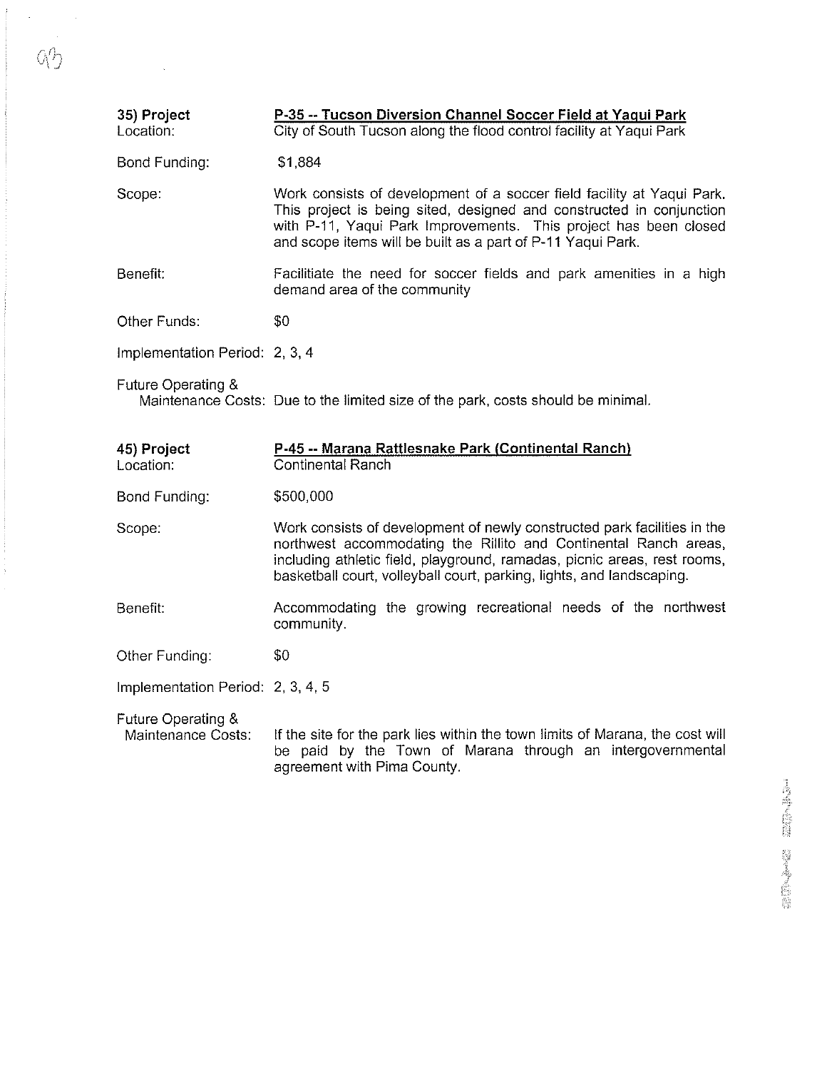**35) Project** **P-35 -- Tucson Diversion Channel Soccer Field at Yaqui Park**
Location: City of South Tucson along the flood control facility at Yaqui Park

Bond Funding: $1,884

Scope: Work consists of development of a soccer field facility at Yaqui Park. This project is being sited, designed and constructed in conjunction with P-11, Yaqui Park Improvements. This project has been closed and scope items will be built as a part of P-11 Yaqui Park.

Benefit: Facilitiate the need for soccer fields and park amenities in a high demand area of the community

Other Funds: $0

Implementation Period: 2, 3, 4

Future Operating & Maintenance Costs: Due to the limited size of the park, costs should be minimal.

**45) Project** **P-45 -- Marana Rattlesnake Park (Continental Ranch)**
Location: Continental Ranch

Bond Funding: $500,000

Scope: Work consists of development of newly constructed park facilities in the northwest accommodating the Rillito and Continental Ranch areas, including athletic field, playground, ramadas, picnic areas, rest rooms, basketball court, volleyball court, parking, lights, and landscaping.

Benefit: Accommodating the growing recreational needs of the northwest community.

Other Funding: $0

Implementation Period: 2, 3, 4, 5

Future Operating & Maintenance Costs: If the site for the park lies within the town limits of Marana, the cost will be paid by the Town of Marana through an intergovernmental agreement with Pima County.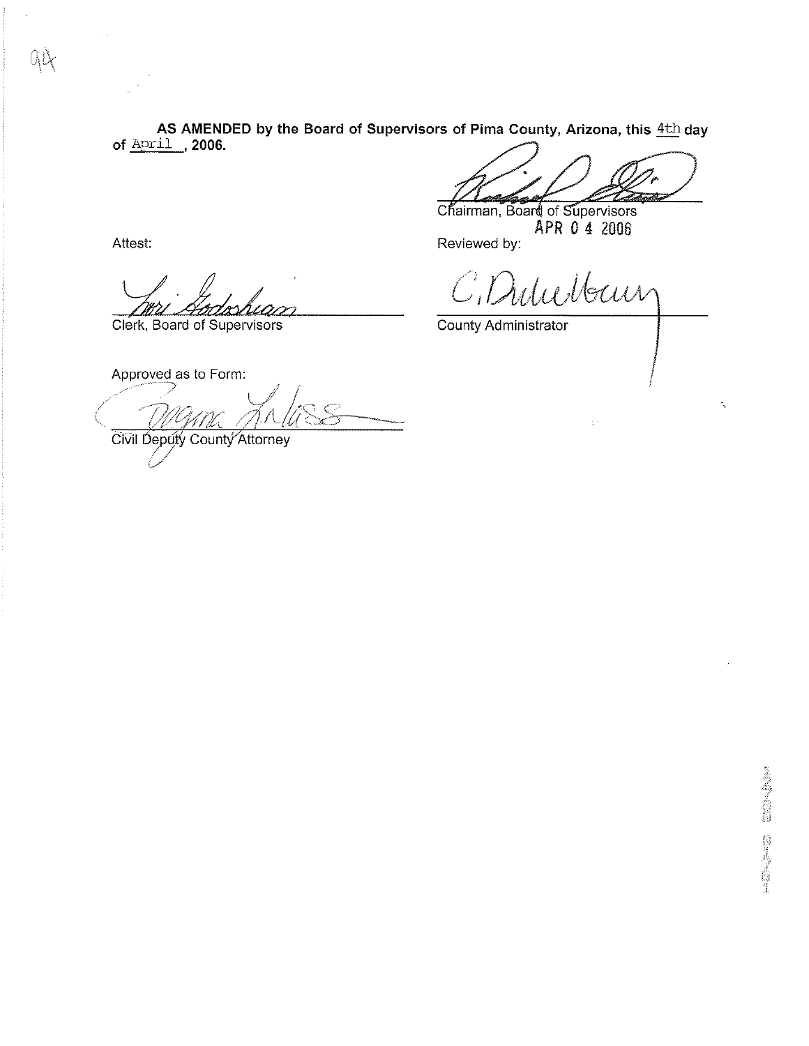**AS AMENDED by the Board of Supervisors of Pima County, Arizona, this 4th day of April, 2006.**

Chairman, Board of Supervisors

APR 04 2006

Attest:

Clerk, Board of Supervisors

Reviewed by:

County Administrator

Approved as to Form:

Civil Deputy County Attorney